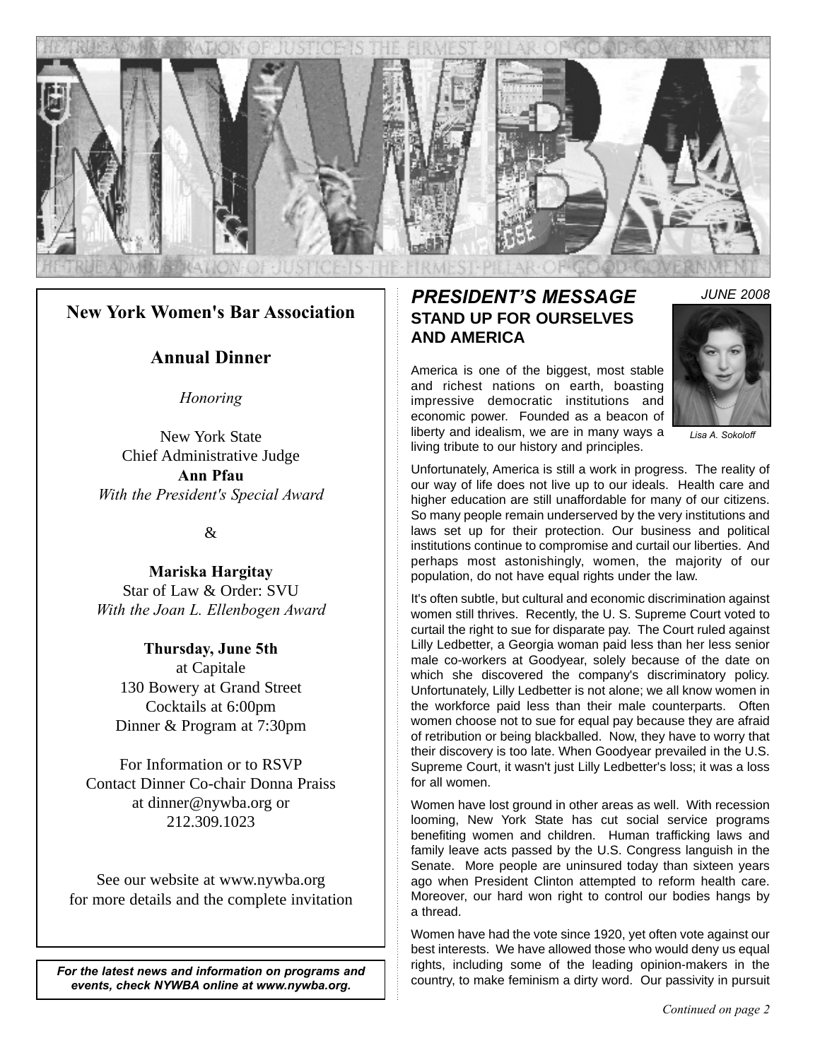# NYWBA

THE TRUE ADMINISTRATION OF JUSTICE IS THE FIRMEST PILLAR OF GOOD GOVERNMENT

**New York Women's Bar Association**

**Annual Dinner**

*Honoring*

New York State
Chief Administrative Judge
**Ann Pfau**
*With the President's Special Award*

&

**Mariska Hargitay**
Star of Law & Order: SVU
*With the Joan L. Ellenbogen Award*

**Thursday, June 5th**
at Capitale
130 Bowery at Grand Street
Cocktails at 6:00pm
Dinner & Program at 7:30pm

For Information or to RSVP
Contact Dinner Co-chair Donna Praiss
at dinner@nywba.org or
212.309.1023

See our website at www.nywba.org
for more details and the complete invitation

***For the latest news and information on programs and events, check NYWBA online at www.nywba.org.***

## *PRESIDENT'S MESSAGE*

*JUNE 2008*

### STAND UP FOR OURSELVES AND AMERICA

*Lisa A. Sokoloff*

America is one of the biggest, most stable and richest nations on earth, boasting impressive democratic institutions and economic power. Founded as a beacon of liberty and idealism, we are in many ways a living tribute to our history and principles.

Unfortunately, America is still a work in progress. The reality of our way of life does not live up to our ideals. Health care and higher education are still unaffordable for many of our citizens. So many people remain underserved by the very institutions and laws set up for their protection. Our business and political institutions continue to compromise and curtail our liberties. And perhaps most astonishingly, women, the majority of our population, do not have equal rights under the law.

It's often subtle, but cultural and economic discrimination against women still thrives. Recently, the U. S. Supreme Court voted to curtail the right to sue for disparate pay. The Court ruled against Lilly Ledbetter, a Georgia woman paid less than her less senior male co-workers at Goodyear, solely because of the date on which she discovered the company's discriminatory policy. Unfortunately, Lilly Ledbetter is not alone; we all know women in the workforce paid less than their male counterparts. Often women choose not to sue for equal pay because they are afraid of retribution or being blackballed. Now, they have to worry that their discovery is too late. When Goodyear prevailed in the U.S. Supreme Court, it wasn't just Lilly Ledbetter's loss; it was a loss for all women.

Women have lost ground in other areas as well. With recession looming, New York State has cut social service programs benefiting women and children. Human trafficking laws and family leave acts passed by the U.S. Congress languish in the Senate. More people are uninsured today than sixteen years ago when President Clinton attempted to reform health care. Moreover, our hard won right to control our bodies hangs by a thread.

Women have had the vote since 1920, yet often vote against our best interests. We have allowed those who would deny us equal rights, including some of the leading opinion-makers in the country, to make feminism a dirty word. Our passivity in pursuit

*Continued on page 2*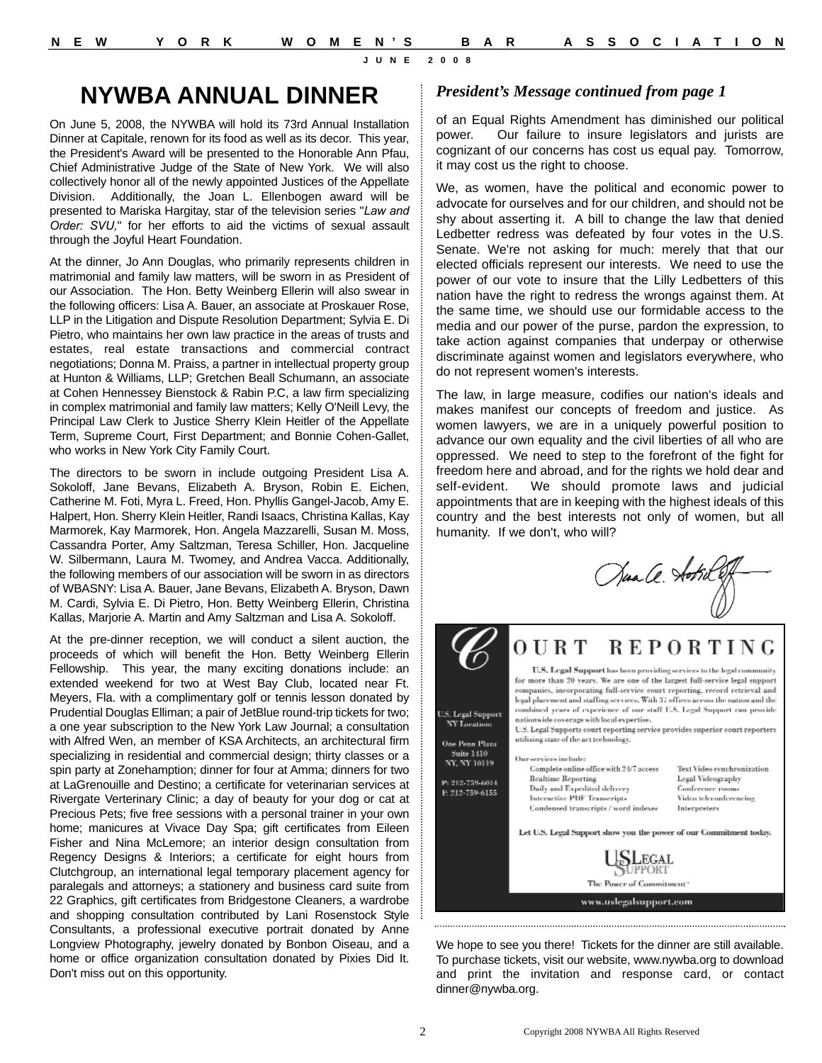# NYWBA ANNUAL DINNER

On June 5, 2008, the NYWBA will hold its 73rd Annual Installation Dinner at Capitale, renown for its food as well as its decor. This year, the President's Award will be presented to the Honorable Ann Pfau, Chief Administrative Judge of the State of New York. We will also collectively honor all of the newly appointed Justices of the Appellate Division. Additionally, the Joan L. Ellenbogen award will be presented to Mariska Hargitay, star of the television series "*Law and Order: SVU,*" for her efforts to aid the victims of sexual assault through the Joyful Heart Foundation.

At the dinner, Jo Ann Douglas, who primarily represents children in matrimonial and family law matters, will be sworn in as President of our Association. The Hon. Betty Weinberg Ellerin will also swear in the following officers: Lisa A. Bauer, an associate at Proskauer Rose, LLP in the Litigation and Dispute Resolution Department; Sylvia E. Di Pietro, who maintains her own law practice in the areas of trusts and estates, real estate transactions and commercial contract negotiations; Donna M. Praiss, a partner in intellectual property group at Hunton & Williams, LLP; Gretchen Beall Schumann, an associate at Cohen Hennessey Bienstock & Rabin P.C, a law firm specializing in complex matrimonial and family law matters; Kelly O'Neill Levy, the Principal Law Clerk to Justice Sherry Klein Heitler of the Appellate Term, Supreme Court, First Department; and Bonnie Cohen-Gallet, who works in New York City Family Court.

The directors to be sworn in include outgoing President Lisa A. Sokoloff, Jane Bevans, Elizabeth A. Bryson, Robin E. Eichen, Catherine M. Foti, Myra L. Freed, Hon. Phyllis Gangel-Jacob, Amy E. Halpert, Hon. Sherry Klein Heitler, Randi Isaacs, Christina Kallas, Kay Marmorek, Kay Marmorek, Hon. Angela Mazzarelli, Susan M. Moss, Cassandra Porter, Amy Saltzman, Teresa Schiller, Hon. Jacqueline W. Silbermann, Laura M. Twomey, and Andrea Vacca. Additionally, the following members of our association will be sworn in as directors of WBASNY: Lisa A. Bauer, Jane Bevans, Elizabeth A. Bryson, Dawn M. Cardi, Sylvia E. Di Pietro, Hon. Betty Weinberg Ellerin, Christina Kallas, Marjorie A. Martin and Amy Saltzman and Lisa A. Sokoloff.

At the pre-dinner reception, we will conduct a silent auction, the proceeds of which will benefit the Hon. Betty Weinberg Ellerin Fellowship. This year, the many exciting donations include: an extended weekend for two at West Bay Club, located near Ft. Meyers, Fla. with a complimentary golf or tennis lesson donated by Prudential Douglas Elliman; a pair of JetBlue round-trip tickets for two; a one year subscription to the New York Law Journal; a consultation with Alfred Wen, an member of KSA Architects, an architectural firm specializing in residential and commercial design; thirty classes or a spin party at Zonehamption; dinner for four at Amma; dinners for two at LaGrenouille and Destino; a certificate for veterinarian services at Rivergate Verterinary Clinic; a day of beauty for your dog or cat at Precious Pets; five free sessions with a personal trainer in your own home; manicures at Vivace Day Spa; gift certificates from Eileen Fisher and Nina McLemore; an interior design consultation from Regency Designs & Interiors; a certificate for eight hours from Clutchgroup, an international legal temporary placement agency for paralegals and attorneys; a stationery and business card suite from 22 Graphics, gift certificates from Bridgestone Cleaners, a wardrobe and shopping consultation contributed by Lani Rosenstock Style Consultants, a professional executive portrait donated by Anne Longview Photography, jewelry donated by Bonbon Oiseau, and a home or office organization consultation donated by Pixies Did It. Don't miss out on this opportunity.

We hope to see you there! Tickets for the dinner are still available. To purchase tickets, visit our website, www.nywba.org to download and print the invitation and response card, or contact dinner@nywba.org.

## *President's Message continued from page 1*

of an Equal Rights Amendment has diminished our political power. Our failure to insure legislators and jurists are cognizant of our concerns has cost us equal pay. Tomorrow, it may cost us the right to choose.

We, as women, have the political and economic power to advocate for ourselves and for our children, and should not be shy about asserting it. A bill to change the law that denied Ledbetter redress was defeated by four votes in the U.S. Senate. We're not asking for much: merely that that our elected officials represent our interests. We need to use the power of our vote to insure that the Lilly Ledbetters of this nation have the right to redress the wrongs against them. At the same time, we should use our formidable access to the media and our power of the purse, pardon the expression, to take action against companies that underpay or otherwise discriminate against women and legislators everywhere, who do not represent women's interests.

The law, in large measure, codifies our nation's ideals and makes manifest our concepts of freedom and justice. As women lawyers, we are in a uniquely powerful position to advance our own equality and the civil liberties of all who are oppressed. We need to step to the forefront of the fight for freedom here and abroad, and for the rights we hold dear and self-evident. We should promote laws and judicial appointments that are in keeping with the highest ideals of this country and the best interests not only of women, but all humanity. If we don't, who will?

Lisa A. Sokoloff

---

## COURT REPORTING

U.S. Legal Support NY Location:

One Penn Plaza
Suite 1410
NY, NY 10119

P: 212-759-6014
F: 212-759-6155

**U.S. Legal Support** has been providing services to the legal community for more than 20 years. We are one of the largest full-service legal support companies, incorporating full-service court reporting, record retrieval and legal placement and staffing services. With 37 offices across the nation and the combined years of experience of our staff U.S. Legal Support can provide nationwide coverage with local expertise.

U.S. Legal Supports court reporting service provides superior court reporters utilizing state of the art technology.

Our services include:

- Complete online office with 24/7 access
- Realtime Reporting
- Daily and Expedited delivery
- Interactive PDF Transcripts
- Condensed transcripts / word indexes
- Text Video synchronization
- Legal Videography
- Conference rooms
- Video teleconferencing
- Interpreters

Let U.S. Legal Support show you the power of our Commitment today.

US Legal Support
The Power of Commitment

www.uslegalsupport.com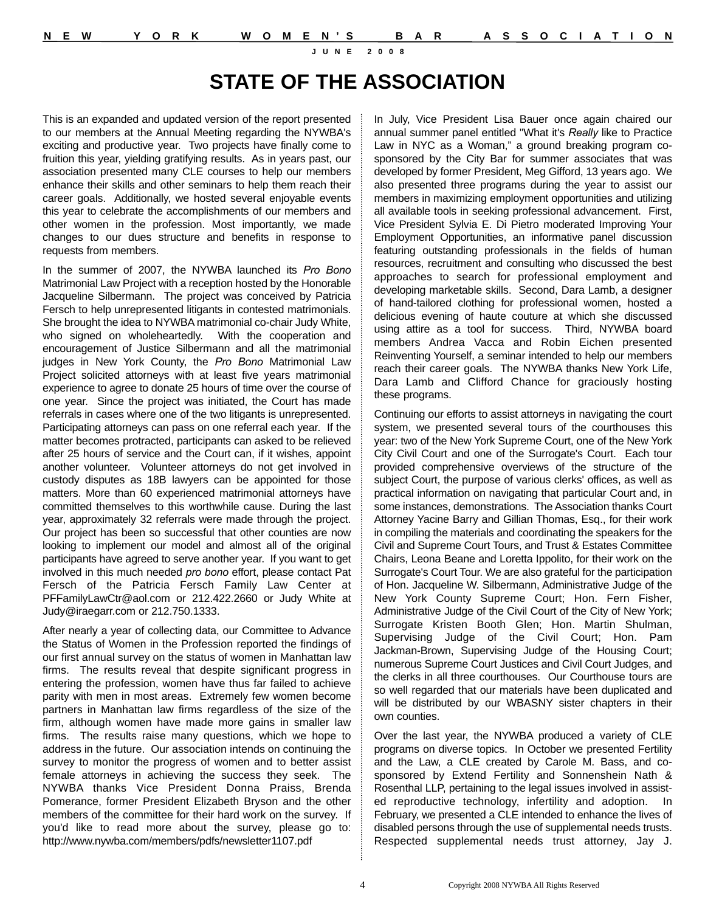# STATE OF THE ASSOCIATION

This is an expanded and updated version of the report presented to our members at the Annual Meeting regarding the NYWBA's exciting and productive year. Two projects have finally come to fruition this year, yielding gratifying results. As in years past, our association presented many CLE courses to help our members enhance their skills and other seminars to help them reach their career goals. Additionally, we hosted several enjoyable events this year to celebrate the accomplishments of our members and other women in the profession. Most importantly, we made changes to our dues structure and benefits in response to requests from members.

In the summer of 2007, the NYWBA launched its *Pro Bono* Matrimonial Law Project with a reception hosted by the Honorable Jacqueline Silbermann. The project was conceived by Patricia Fersch to help unrepresented litigants in contested matrimonials. She brought the idea to NYWBA matrimonial co-chair Judy White, who signed on wholeheartedly. With the cooperation and encouragement of Justice Silbermann and all the matrimonial judges in New York County, the *Pro Bono* Matrimonial Law Project solicited attorneys with at least five years matrimonial experience to agree to donate 25 hours of time over the course of one year. Since the project was initiated, the Court has made referrals in cases where one of the two litigants is unrepresented. Participating attorneys can pass on one referral each year. If the matter becomes protracted, participants can asked to be relieved after 25 hours of service and the Court can, if it wishes, appoint another volunteer. Volunteer attorneys do not get involved in custody disputes as 18B lawyers can be appointed for those matters. More than 60 experienced matrimonial attorneys have committed themselves to this worthwhile cause. During the last year, approximately 32 referrals were made through the project. Our project has been so successful that other counties are now looking to implement our model and almost all of the original participants have agreed to serve another year. If you want to get involved in this much needed *pro bono* effort, please contact Pat Fersch of the Patricia Fersch Family Law Center at PFFamilyLawCtr@aol.com or 212.422.2660 or Judy White at Judy@iraegarr.com or 212.750.1333.

After nearly a year of collecting data, our Committee to Advance the Status of Women in the Profession reported the findings of our first annual survey on the status of women in Manhattan law firms. The results reveal that despite significant progress in entering the profession, women have thus far failed to achieve parity with men in most areas. Extremely few women become partners in Manhattan law firms regardless of the size of the firm, although women have made more gains in smaller law firms. The results raise many questions, which we hope to address in the future. Our association intends on continuing the survey to monitor the progress of women and to better assist female attorneys in achieving the success they seek. The NYWBA thanks Vice President Donna Praiss, Brenda Pomerance, former President Elizabeth Bryson and the other members of the committee for their hard work on the survey. If you'd like to read more about the survey, please go to: http://www.nywba.com/members/pdfs/newsletter1107.pdf

In July, Vice President Lisa Bauer once again chaired our annual summer panel entitled "What it's *Really* like to Practice Law in NYC as a Woman," a ground breaking program co-sponsored by the City Bar for summer associates that was developed by former President, Meg Gifford, 13 years ago. We also presented three programs during the year to assist our members in maximizing employment opportunities and utilizing all available tools in seeking professional advancement. First, Vice President Sylvia E. Di Pietro moderated Improving Your Employment Opportunities, an informative panel discussion featuring outstanding professionals in the fields of human resources, recruitment and consulting who discussed the best approaches to search for professional employment and developing marketable skills. Second, Dara Lamb, a designer of hand-tailored clothing for professional women, hosted a delicious evening of haute couture at which she discussed using attire as a tool for success. Third, NYWBA board members Andrea Vacca and Robin Eichen presented Reinventing Yourself, a seminar intended to help our members reach their career goals. The NYWBA thanks New York Life, Dara Lamb and Clifford Chance for graciously hosting these programs.

Continuing our efforts to assist attorneys in navigating the court system, we presented several tours of the courthouses this year: two of the New York Supreme Court, one of the New York City Civil Court and one of the Surrogate's Court. Each tour provided comprehensive overviews of the structure of the subject Court, the purpose of various clerks' offices, as well as practical information on navigating that particular Court and, in some instances, demonstrations. The Association thanks Court Attorney Yacine Barry and Gillian Thomas, Esq., for their work in compiling the materials and coordinating the speakers for the Civil and Supreme Court Tours, and Trust & Estates Committee Chairs, Leona Beane and Loretta Ippolito, for their work on the Surrogate's Court Tour. We are also grateful for the participation of Hon. Jacqueline W. Silbermann, Administrative Judge of the New York County Supreme Court; Hon. Fern Fisher, Administrative Judge of the Civil Court of the City of New York; Surrogate Kristen Booth Glen; Hon. Martin Shulman, Supervising Judge of the Civil Court; Hon. Pam Jackman-Brown, Supervising Judge of the Housing Court; numerous Supreme Court Justices and Civil Court Judges, and the clerks in all three courthouses. Our Courthouse tours are so well regarded that our materials have been duplicated and will be distributed by our WBASNY sister chapters in their own counties.

Over the last year, the NYWBA produced a variety of CLE programs on diverse topics. In October we presented Fertility and the Law, a CLE created by Carole M. Bass, and co-sponsored by Extend Fertility and Sonnenshein Nath & Rosenthal LLP, pertaining to the legal issues involved in assisted reproductive technology, infertility and adoption. In February, we presented a CLE intended to enhance the lives of disabled persons through the use of supplemental needs trusts. Respected supplemental needs trust attorney, Jay J.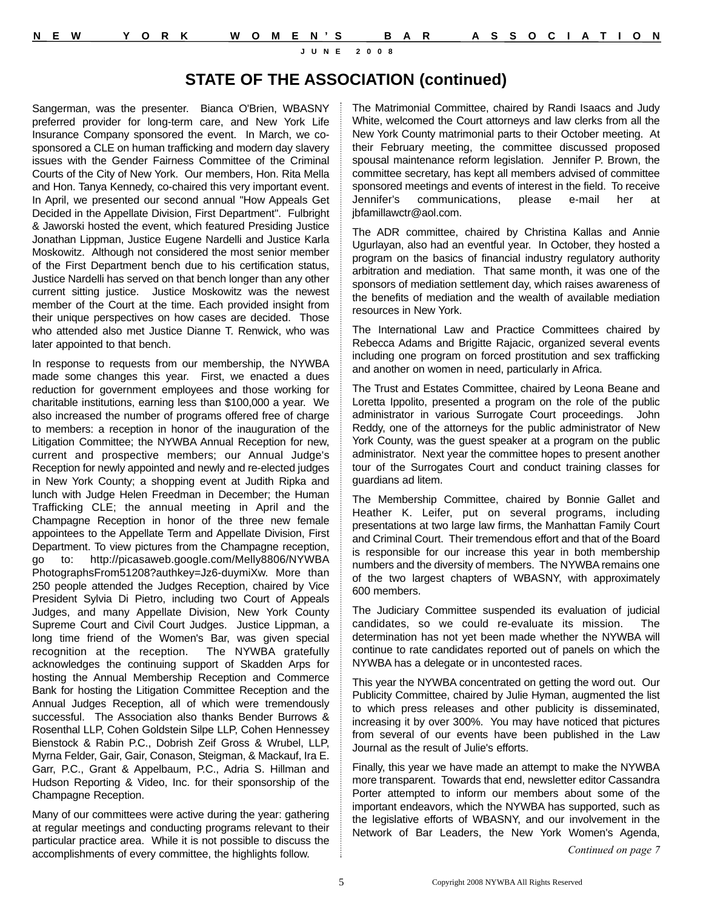## STATE OF THE ASSOCIATION (continued)

Sangerman, was the presenter. Bianca O'Brien, WBASNY preferred provider for long-term care, and New York Life Insurance Company sponsored the event. In March, we co-sponsored a CLE on human trafficking and modern day slavery issues with the Gender Fairness Committee of the Criminal Courts of the City of New York. Our members, Hon. Rita Mella and Hon. Tanya Kennedy, co-chaired this very important event. In April, we presented our second annual "How Appeals Get Decided in the Appellate Division, First Department". Fulbright & Jaworski hosted the event, which featured Presiding Justice Jonathan Lippman, Justice Eugene Nardelli and Justice Karla Moskowitz. Although not considered the most senior member of the First Department bench due to his certification status, Justice Nardelli has served on that bench longer than any other current sitting justice. Justice Moskowitz was the newest member of the Court at the time. Each provided insight from their unique perspectives on how cases are decided. Those who attended also met Justice Dianne T. Renwick, who was later appointed to that bench.

In response to requests from our membership, the NYWBA made some changes this year. First, we enacted a dues reduction for government employees and those working for charitable institutions, earning less than $100,000 a year. We also increased the number of programs offered free of charge to members: a reception in honor of the inauguration of the Litigation Committee; the NYWBA Annual Reception for new, current and prospective members; our Annual Judge's Reception for newly appointed and newly and re-elected judges in New York County; a shopping event at Judith Ripka and lunch with Judge Helen Freedman in December; the Human Trafficking CLE; the annual meeting in April and the Champagne Reception in honor of the three new female appointees to the Appellate Term and Appellate Division, First Department. To view pictures from the Champagne reception, go to: http://picasaweb.google.com/Melly8806/NYWBA PhotographsFrom51208?authkey=Jz6-duymiXw. More than 250 people attended the Judges Reception, chaired by Vice President Sylvia Di Pietro, including two Court of Appeals Judges, and many Appellate Division, New York County Supreme Court and Civil Court Judges. Justice Lippman, a long time friend of the Women's Bar, was given special recognition at the reception. The NYWBA gratefully acknowledges the continuing support of Skadden Arps for hosting the Annual Membership Reception and Commerce Bank for hosting the Litigation Committee Reception and the Annual Judges Reception, all of which were tremendously successful. The Association also thanks Bender Burrows & Rosenthal LLP, Cohen Goldstein Silpe LLP, Cohen Hennessey Bienstock & Rabin P.C., Dobrish Zeif Gross & Wrubel, LLP, Myrna Felder, Gair, Gair, Conason, Steigman, & Mackauf, Ira E. Garr, P.C., Grant & Appelbaum, P.C., Adria S. Hillman and Hudson Reporting & Video, Inc. for their sponsorship of the Champagne Reception.

Many of our committees were active during the year: gathering at regular meetings and conducting programs relevant to their particular practice area. While it is not possible to discuss the accomplishments of every committee, the highlights follow.

The Matrimonial Committee, chaired by Randi Isaacs and Judy White, welcomed the Court attorneys and law clerks from all the New York County matrimonial parts to their October meeting. At their February meeting, the committee discussed proposed spousal maintenance reform legislation. Jennifer P. Brown, the committee secretary, has kept all members advised of committee sponsored meetings and events of interest in the field. To receive Jennifer's communications, please e-mail her at jbfamillawctr@aol.com.

The ADR committee, chaired by Christina Kallas and Annie Ugurlayan, also had an eventful year. In October, they hosted a program on the basics of financial industry regulatory authority arbitration and mediation. That same month, it was one of the sponsors of mediation settlement day, which raises awareness of the benefits of mediation and the wealth of available mediation resources in New York.

The International Law and Practice Committees chaired by Rebecca Adams and Brigitte Rajacic, organized several events including one program on forced prostitution and sex trafficking and another on women in need, particularly in Africa.

The Trust and Estates Committee, chaired by Leona Beane and Loretta Ippolito, presented a program on the role of the public administrator in various Surrogate Court proceedings. John Reddy, one of the attorneys for the public administrator of New York County, was the guest speaker at a program on the public administrator. Next year the committee hopes to present another tour of the Surrogates Court and conduct training classes for guardians ad litem.

The Membership Committee, chaired by Bonnie Gallet and Heather K. Leifer, put on several programs, including presentations at two large law firms, the Manhattan Family Court and Criminal Court. Their tremendous effort and that of the Board is responsible for our increase this year in both membership numbers and the diversity of members. The NYWBA remains one of the two largest chapters of WBASNY, with approximately 600 members.

The Judiciary Committee suspended its evaluation of judicial candidates, so we could re-evaluate its mission. The determination has not yet been made whether the NYWBA will continue to rate candidates reported out of panels on which the NYWBA has a delegate or in uncontested races.

This year the NYWBA concentrated on getting the word out. Our Publicity Committee, chaired by Julie Hyman, augmented the list to which press releases and other publicity is disseminated, increasing it by over 300%. You may have noticed that pictures from several of our events have been published in the Law Journal as the result of Julie's efforts.

Finally, this year we have made an attempt to make the NYWBA more transparent. Towards that end, newsletter editor Cassandra Porter attempted to inform our members about some of the important endeavors, which the NYWBA has supported, such as the legislative efforts of WBASNY, and our involvement in the Network of Bar Leaders, the New York Women's Agenda,

*Continued on page 7*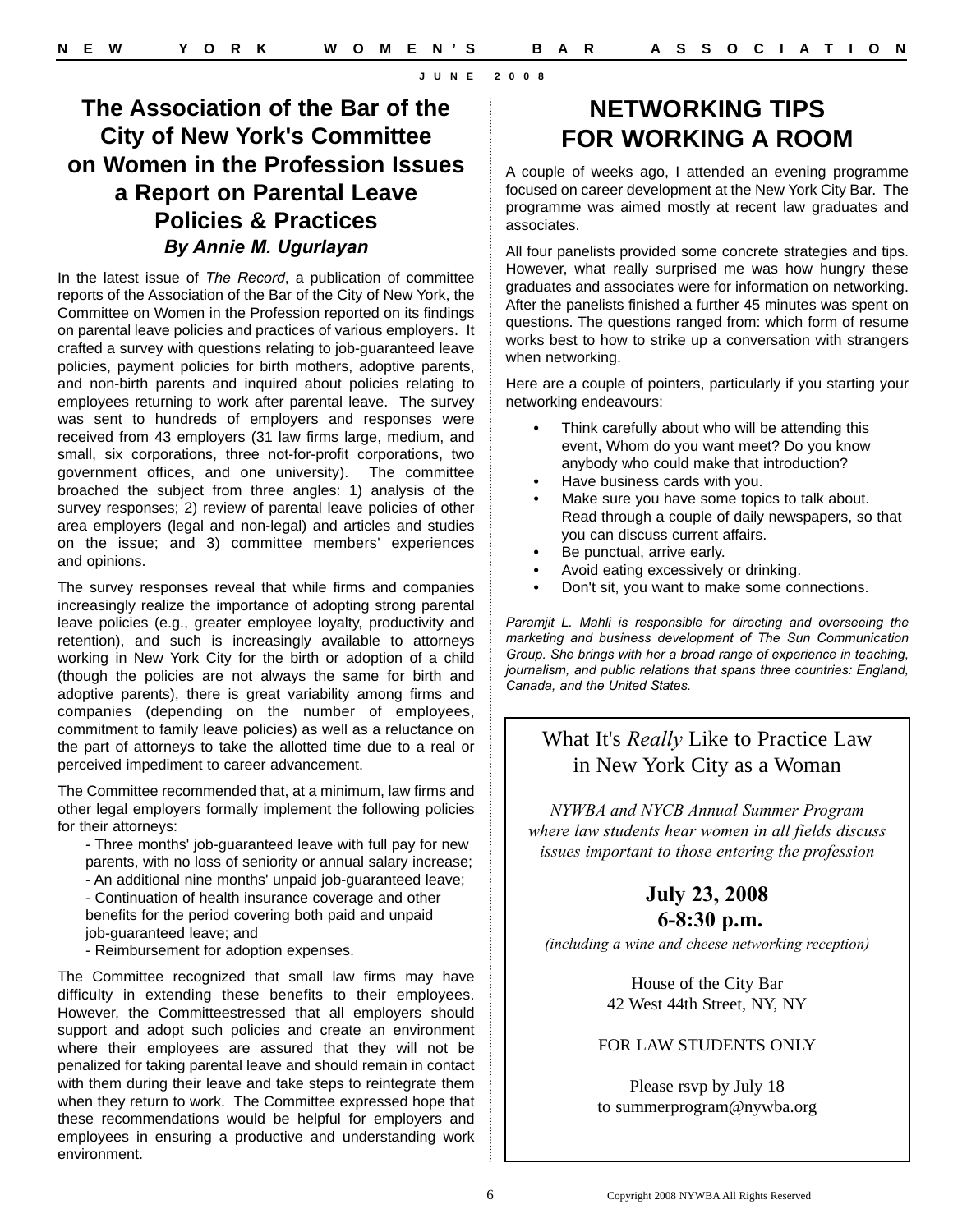# The Association of the Bar of the City of New York's Committee on Women in the Profession Issues a Report on Parental Leave Policies & Practices

***By Annie M. Ugurlayan***

In the latest issue of *The Record*, a publication of committee reports of the Association of the Bar of the City of New York, the Committee on Women in the Profession reported on its findings on parental leave policies and practices of various employers. It crafted a survey with questions relating to job-guaranteed leave policies, payment policies for birth mothers, adoptive parents, and non-birth parents and inquired about policies relating to employees returning to work after parental leave. The survey was sent to hundreds of employers and responses were received from 43 employers (31 law firms large, medium, and small, six corporations, three not-for-profit corporations, two government offices, and one university). The committee broached the subject from three angles: 1) analysis of the survey responses; 2) review of parental leave policies of other area employers (legal and non-legal) and articles and studies on the issue; and 3) committee members' experiences and opinions.

The survey responses reveal that while firms and companies increasingly realize the importance of adopting strong parental leave policies (e.g., greater employee loyalty, productivity and retention), and such is increasingly available to attorneys working in New York City for the birth or adoption of a child (though the policies are not always the same for birth and adoptive parents), there is great variability among firms and companies (depending on the number of employees, commitment to family leave policies) as well as a reluctance on the part of attorneys to take the allotted time due to a real or perceived impediment to career advancement.

The Committee recommended that, at a minimum, law firms and other legal employers formally implement the following policies for their attorneys:

- Three months' job-guaranteed leave with full pay for new parents, with no loss of seniority or annual salary increase;
- An additional nine months' unpaid job-guaranteed leave;
- Continuation of health insurance coverage and other benefits for the period covering both paid and unpaid job-guaranteed leave; and
- Reimbursement for adoption expenses.

The Committee recognized that small law firms may have difficulty in extending these benefits to their employees. However, the Committeestressed that all employers should support and adopt such policies and create an environment where their employees are assured that they will not be penalized for taking parental leave and should remain in contact with them during their leave and take steps to reintegrate them when they return to work. The Committee expressed hope that these recommendations would be helpful for employers and employees in ensuring a productive and understanding work environment.

# NETWORKING TIPS FOR WORKING A ROOM

A couple of weeks ago, I attended an evening programme focused on career development at the New York City Bar. The programme was aimed mostly at recent law graduates and associates.

All four panelists provided some concrete strategies and tips. However, what really surprised me was how hungry these graduates and associates were for information on networking. After the panelists finished a further 45 minutes was spent on questions. The questions ranged from: which form of resume works best to how to strike up a conversation with strangers when networking.

Here are a couple of pointers, particularly if you starting your networking endeavours:

- Think carefully about who will be attending this event, Whom do you want meet? Do you know anybody who could make that introduction?
- Have business cards with you.
- Make sure you have some topics to talk about. Read through a couple of daily newspapers, so that you can discuss current affairs.
- Be punctual, arrive early.
- Avoid eating excessively or drinking.
- Don't sit, you want to make some connections.

*Paramjit L. Mahli is responsible for directing and overseeing the marketing and business development of The Sun Communication Group. She brings with her a broad range of experience in teaching, journalism, and public relations that spans three countries: England, Canada, and the United States.*

---

What It's *Really* Like to Practice Law in New York City as a Woman

*NYWBA and NYCB Annual Summer Program where law students hear women in all fields discuss issues important to those entering the profession*

**July 23, 2008**
**6-8:30 p.m.**

*(including a wine and cheese networking reception)*

House of the City Bar
42 West 44th Street, NY, NY

FOR LAW STUDENTS ONLY

Please rsvp by July 18
to summerprogram@nywba.org

---

Copyright 2008 NYWBA All Rights Reserved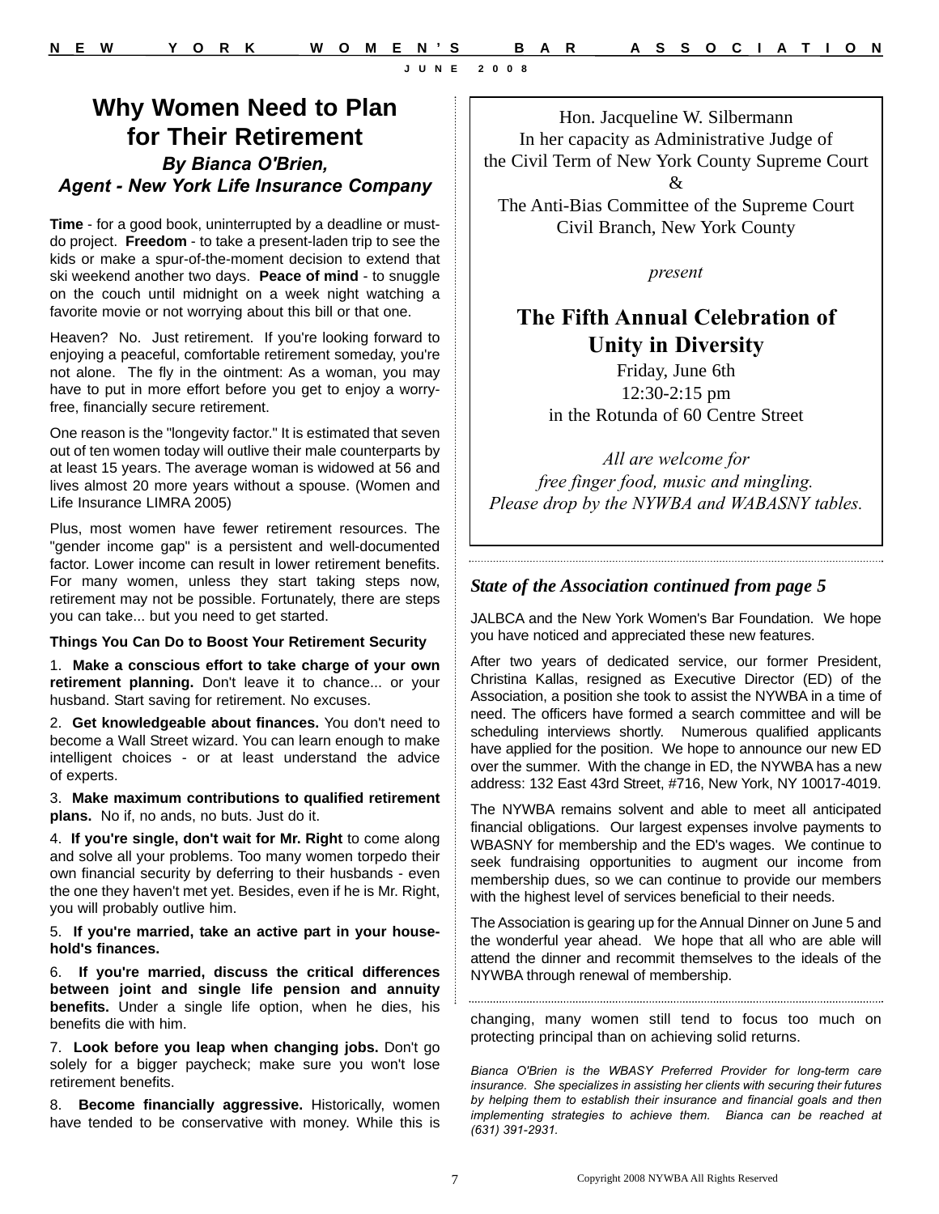## Why Women Need to Plan for Their Retirement

***By Bianca O'Brien, Agent - New York Life Insurance Company***

**Time** - for a good book, uninterrupted by a deadline or must-do project. **Freedom** - to take a present-laden trip to see the kids or make a spur-of-the-moment decision to extend that ski weekend another two days. **Peace of mind** - to snuggle on the couch until midnight on a week night watching a favorite movie or not worrying about this bill or that one.

Heaven? No. Just retirement. If you're looking forward to enjoying a peaceful, comfortable retirement someday, you're not alone. The fly in the ointment: As a woman, you may have to put in more effort before you get to enjoy a worry-free, financially secure retirement.

One reason is the "longevity factor." It is estimated that seven out of ten women today will outlive their male counterparts by at least 15 years. The average woman is widowed at 56 and lives almost 20 more years without a spouse. (Women and Life Insurance LIMRA 2005)

Plus, most women have fewer retirement resources. The "gender income gap" is a persistent and well-documented factor. Lower income can result in lower retirement benefits. For many women, unless they start taking steps now, retirement may not be possible. Fortunately, there are steps you can take... but you need to get started.

**Things You Can Do to Boost Your Retirement Security**

1. **Make a conscious effort to take charge of your own retirement planning.** Don't leave it to chance... or your husband. Start saving for retirement. No excuses.

2. **Get knowledgeable about finances.** You don't need to become a Wall Street wizard. You can learn enough to make intelligent choices - or at least understand the advice of experts.

3. **Make maximum contributions to qualified retirement plans.** No if, no ands, no buts. Just do it.

4. **If you're single, don't wait for Mr. Right** to come along and solve all your problems. Too many women torpedo their own financial security by deferring to their husbands - even the one they haven't met yet. Besides, even if he is Mr. Right, you will probably outlive him.

5. **If you're married, take an active part in your household's finances.**

6. **If you're married, discuss the critical differences between joint and single life pension and annuity benefits.** Under a single life option, when he dies, his benefits die with him.

7. **Look before you leap when changing jobs.** Don't go solely for a bigger paycheck; make sure you won't lose retirement benefits.

8. **Become financially aggressive.** Historically, women have tended to be conservative with money. While this is changing, many women still tend to focus too much on protecting principal than on achieving solid returns.

*Bianca O'Brien is the WBASY Preferred Provider for long-term care insurance. She specializes in assisting her clients with securing their futures by helping them to establish their insurance and financial goals and then implementing strategies to achieve them. Bianca can be reached at (631) 391-2931.*

---

Hon. Jacqueline W. Silbermann
In her capacity as Administrative Judge of
the Civil Term of New York County Supreme Court
&
The Anti-Bias Committee of the Supreme Court
Civil Branch, New York County

*present*

**The Fifth Annual Celebration of Unity in Diversity**

Friday, June 6th
12:30-2:15 pm
in the Rotunda of 60 Centre Street

*All are welcome for
free finger food, music and mingling.
Please drop by the NYWBA and WABASNY tables.*

---

### *State of the Association continued from page 5*

JALBCA and the New York Women's Bar Foundation. We hope you have noticed and appreciated these new features.

After two years of dedicated service, our former President, Christina Kallas, resigned as Executive Director (ED) of the Association, a position she took to assist the NYWBA in a time of need. The officers have formed a search committee and will be scheduling interviews shortly. Numerous qualified applicants have applied for the position. We hope to announce our new ED over the summer. With the change in ED, the NYWBA has a new address: 132 East 43rd Street, #716, New York, NY 10017-4019.

The NYWBA remains solvent and able to meet all anticipated financial obligations. Our largest expenses involve payments to WBASNY for membership and the ED's wages. We continue to seek fundraising opportunities to augment our income from membership dues, so we can continue to provide our members with the highest level of services beneficial to their needs.

The Association is gearing up for the Annual Dinner on June 5 and the wonderful year ahead. We hope that all who are able will attend the dinner and recommit themselves to the ideals of the NYWBA through renewal of membership.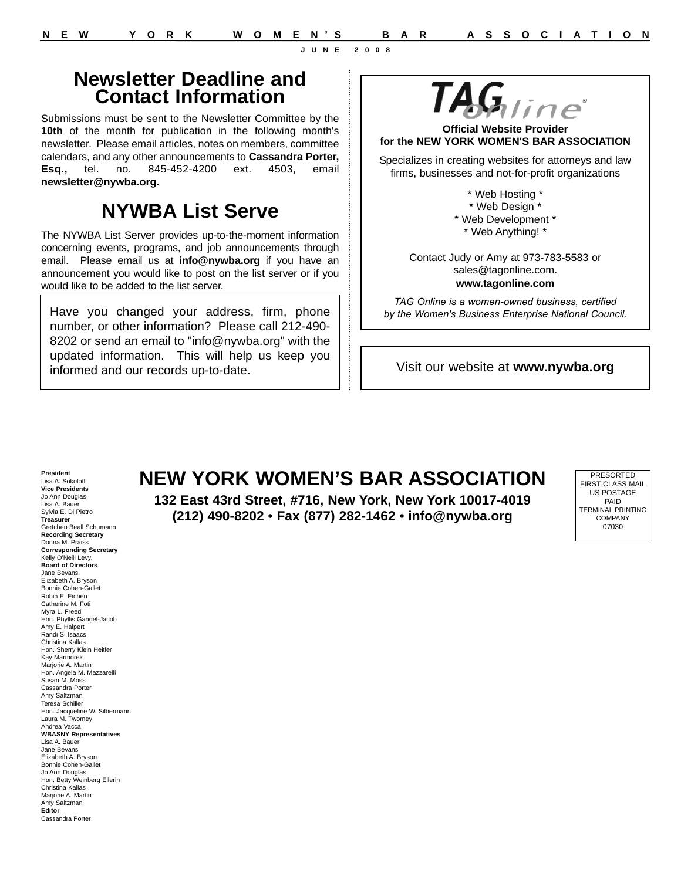## Newsletter Deadline and Contact Information

Submissions must be sent to the Newsletter Committee by the **10th** of the month for publication in the following month's newsletter. Please email articles, notes on members, committee calendars, and any other announcements to **Cassandra Porter, Esq.,** tel. no. 845-452-4200 ext. 4503, email **newsletter@nywba.org.**

## NYWBA List Serve

The NYWBA List Server provides up-to-the-moment information concerning events, programs, and job announcements through email. Please email us at **info@nywba.org** if you have an announcement you would like to post on the list server or if you would like to be added to the list server.

Have you changed your address, firm, phone number, or other information? Please call 212-490-8202 or send an email to "info@nywba.org" with the updated information. This will help us keep you informed and our records up-to-date.

TAG online®

**Official Website Provider for the NEW YORK WOMEN'S BAR ASSOCIATION**

Specializes in creating websites for attorneys and law firms, businesses and not-for-profit organizations

* Web Hosting *
* Web Design *
* Web Development *
* Web Anything! *

Contact Judy or Amy at 973-783-5583 or sales@tagonline.com.
**www.tagonline.com**

*TAG Online is a women-owned business, certified by the Women's Business Enterprise National Council.*

Visit our website at **www.nywba.org**

**President**
Lisa A. Sokoloff
**Vice Presidents**
Jo Ann Douglas
Lisa A. Bauer
Sylvia E. Di Pietro
**Treasurer**
Gretchen Beall Schumann
**Recording Secretary**
Donna M. Praiss
**Corresponding Secretary**
Kelly O'Neill Levy,
**Board of Directors**
Jane Bevans
Elizabeth A. Bryson
Bonnie Cohen-Gallet
Robin E. Eichen
Catherine M. Foti
Myra L. Freed
Hon. Phyllis Gangel-Jacob
Amy E. Halpert
Randi S. Isaacs
Christina Kallas
Hon. Sherry Klein Heitler
Kay Marmorek
Marjorie A. Martin
Hon. Angela M. Mazzarelli
Susan M. Moss
Cassandra Porter
Amy Saltzman
Teresa Schiller
Hon. Jacqueline W. Silbermann
Laura M. Twomey
Andrea Vacca
**WBASNY Representatives**
Lisa A. Bauer
Jane Bevans
Elizabeth A. Bryson
Bonnie Cohen-Gallet
Jo Ann Douglas
Hon. Betty Weinberg Ellerin
Christina Kallas
Marjorie A. Martin
Amy Saltzman
**Editor**
Cassandra Porter

## NEW YORK WOMEN'S BAR ASSOCIATION

**132 East 43rd Street, #716, New York, New York 10017-4019**
**(212) 490-8202 • Fax (877) 282-1462 • info@nywba.org**

PRESORTED
FIRST CLASS MAIL
US POSTAGE
PAID
TERMINAL PRINTING
COMPANY
07030